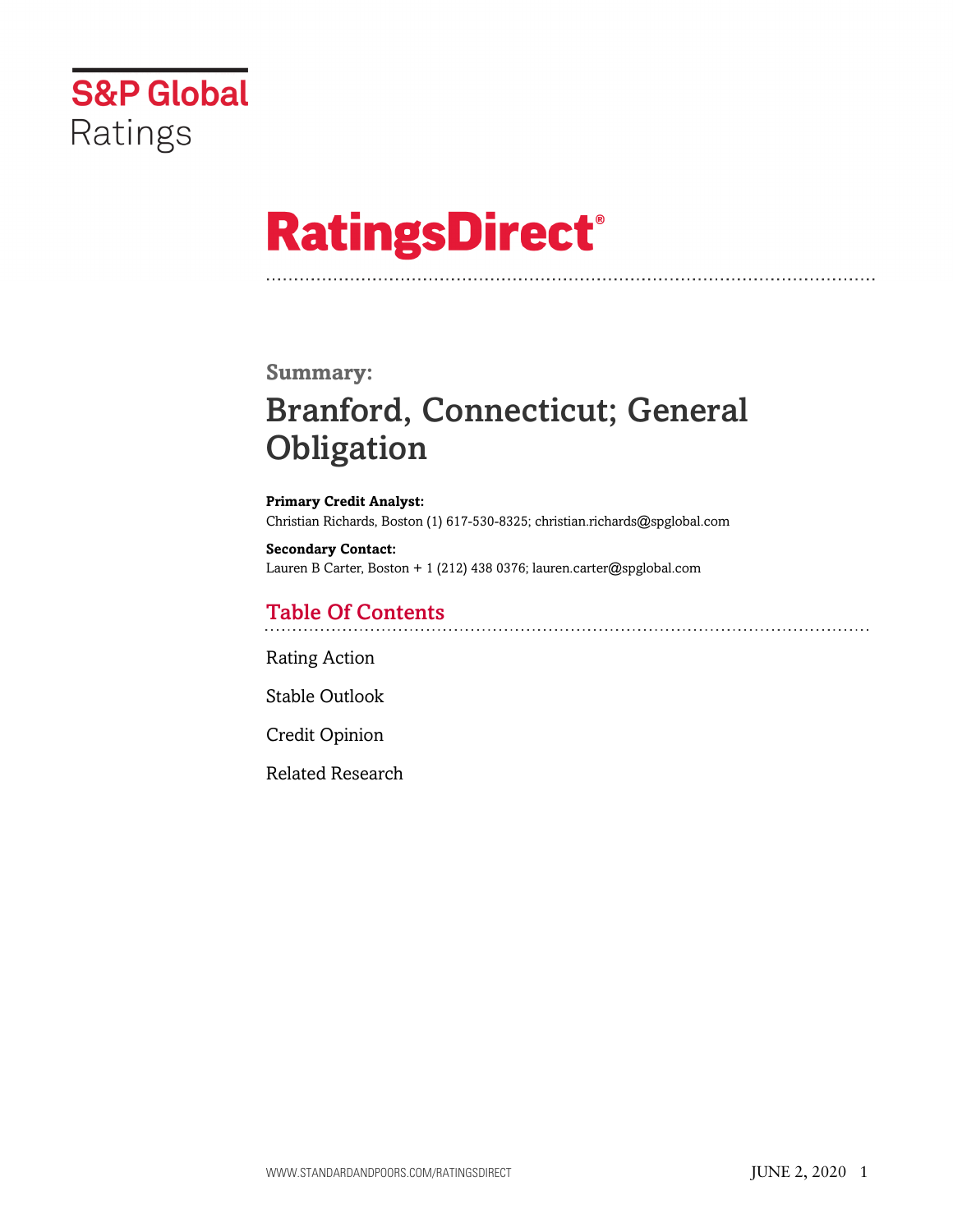S&P Global Ratings

# RatingsDirect®

## Summary:

# Branford, Connecticut; General Obligation

**Primary Credit Analyst:**
Christian Richards, Boston (1) 617-530-8325; christian.richards@spglobal.com

**Secondary Contact:**
Lauren B Carter, Boston + 1 (212) 438 0376; lauren.carter@spglobal.com

## Table Of Contents

Rating Action

Stable Outlook

Credit Opinion

Related Research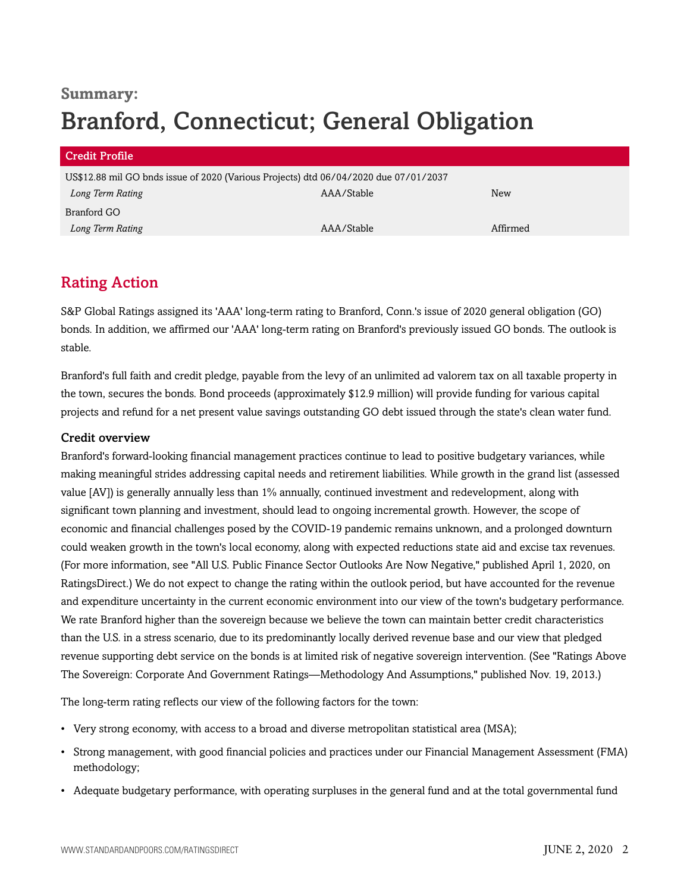**Summary:**

# Branford, Connecticut; General Obligation

| Credit Profile | | |
|---|---|---|
| US$12.88 mil GO bnds issue of 2020 (Various Projects) dtd 06/04/2020 due 07/01/2037 | | |
| *Long Term Rating* | AAA/Stable | New |
| Branford GO | | |
| *Long Term Rating* | AAA/Stable | Affirmed |

## Rating Action

S&P Global Ratings assigned its 'AAA' long-term rating to Branford, Conn.'s issue of 2020 general obligation (GO) bonds. In addition, we affirmed our 'AAA' long-term rating on Branford's previously issued GO bonds. The outlook is stable.

Branford's full faith and credit pledge, payable from the levy of an unlimited ad valorem tax on all taxable property in the town, secures the bonds. Bond proceeds (approximately $12.9 million) will provide funding for various capital projects and refund for a net present value savings outstanding GO debt issued through the state's clean water fund.

### Credit overview

Branford's forward-looking financial management practices continue to lead to positive budgetary variances, while making meaningful strides addressing capital needs and retirement liabilities. While growth in the grand list (assessed value [AV]) is generally annually less than 1% annually, continued investment and redevelopment, along with significant town planning and investment, should lead to ongoing incremental growth. However, the scope of economic and financial challenges posed by the COVID-19 pandemic remains unknown, and a prolonged downturn could weaken growth in the town's local economy, along with expected reductions state aid and excise tax revenues. (For more information, see "All U.S. Public Finance Sector Outlooks Are Now Negative," published April 1, 2020, on RatingsDirect.) We do not expect to change the rating within the outlook period, but have accounted for the revenue and expenditure uncertainty in the current economic environment into our view of the town's budgetary performance. We rate Branford higher than the sovereign because we believe the town can maintain better credit characteristics than the U.S. in a stress scenario, due to its predominantly locally derived revenue base and our view that pledged revenue supporting debt service on the bonds is at limited risk of negative sovereign intervention. (See "Ratings Above The Sovereign: Corporate And Government Ratings—Methodology And Assumptions," published Nov. 19, 2013.)

The long-term rating reflects our view of the following factors for the town:

- Very strong economy, with access to a broad and diverse metropolitan statistical area (MSA);
- Strong management, with good financial policies and practices under our Financial Management Assessment (FMA) methodology;
- Adequate budgetary performance, with operating surpluses in the general fund and at the total governmental fund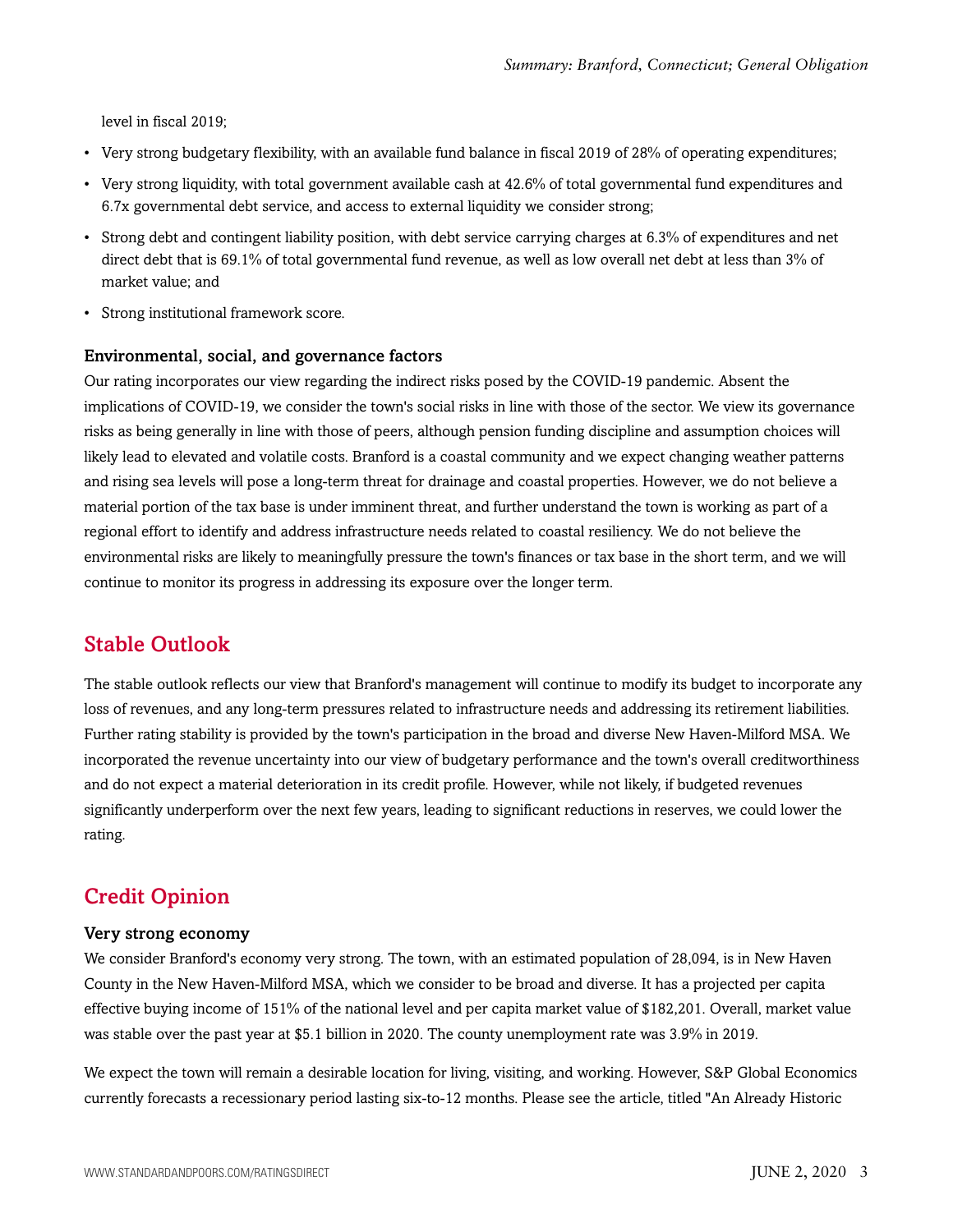level in fiscal 2019;

- Very strong budgetary flexibility, with an available fund balance in fiscal 2019 of 28% of operating expenditures;
- Very strong liquidity, with total government available cash at 42.6% of total governmental fund expenditures and 6.7x governmental debt service, and access to external liquidity we consider strong;
- Strong debt and contingent liability position, with debt service carrying charges at 6.3% of expenditures and net direct debt that is 69.1% of total governmental fund revenue, as well as low overall net debt at less than 3% of market value; and
- Strong institutional framework score.

### Environmental, social, and governance factors

Our rating incorporates our view regarding the indirect risks posed by the COVID-19 pandemic. Absent the implications of COVID-19, we consider the town's social risks in line with those of the sector. We view its governance risks as being generally in line with those of peers, although pension funding discipline and assumption choices will likely lead to elevated and volatile costs. Branford is a coastal community and we expect changing weather patterns and rising sea levels will pose a long-term threat for drainage and coastal properties. However, we do not believe a material portion of the tax base is under imminent threat, and further understand the town is working as part of a regional effort to identify and address infrastructure needs related to coastal resiliency. We do not believe the environmental risks are likely to meaningfully pressure the town's finances or tax base in the short term, and we will continue to monitor its progress in addressing its exposure over the longer term.

## Stable Outlook

The stable outlook reflects our view that Branford's management will continue to modify its budget to incorporate any loss of revenues, and any long-term pressures related to infrastructure needs and addressing its retirement liabilities. Further rating stability is provided by the town's participation in the broad and diverse New Haven-Milford MSA. We incorporated the revenue uncertainty into our view of budgetary performance and the town's overall creditworthiness and do not expect a material deterioration in its credit profile. However, while not likely, if budgeted revenues significantly underperform over the next few years, leading to significant reductions in reserves, we could lower the rating.

## Credit Opinion

### Very strong economy

We consider Branford's economy very strong. The town, with an estimated population of 28,094, is in New Haven County in the New Haven-Milford MSA, which we consider to be broad and diverse. It has a projected per capita effective buying income of 151% of the national level and per capita market value of $182,201. Overall, market value was stable over the past year at $5.1 billion in 2020. The county unemployment rate was 3.9% in 2019.

We expect the town will remain a desirable location for living, visiting, and working. However, S&P Global Economics currently forecasts a recessionary period lasting six-to-12 months. Please see the article, titled "An Already Historic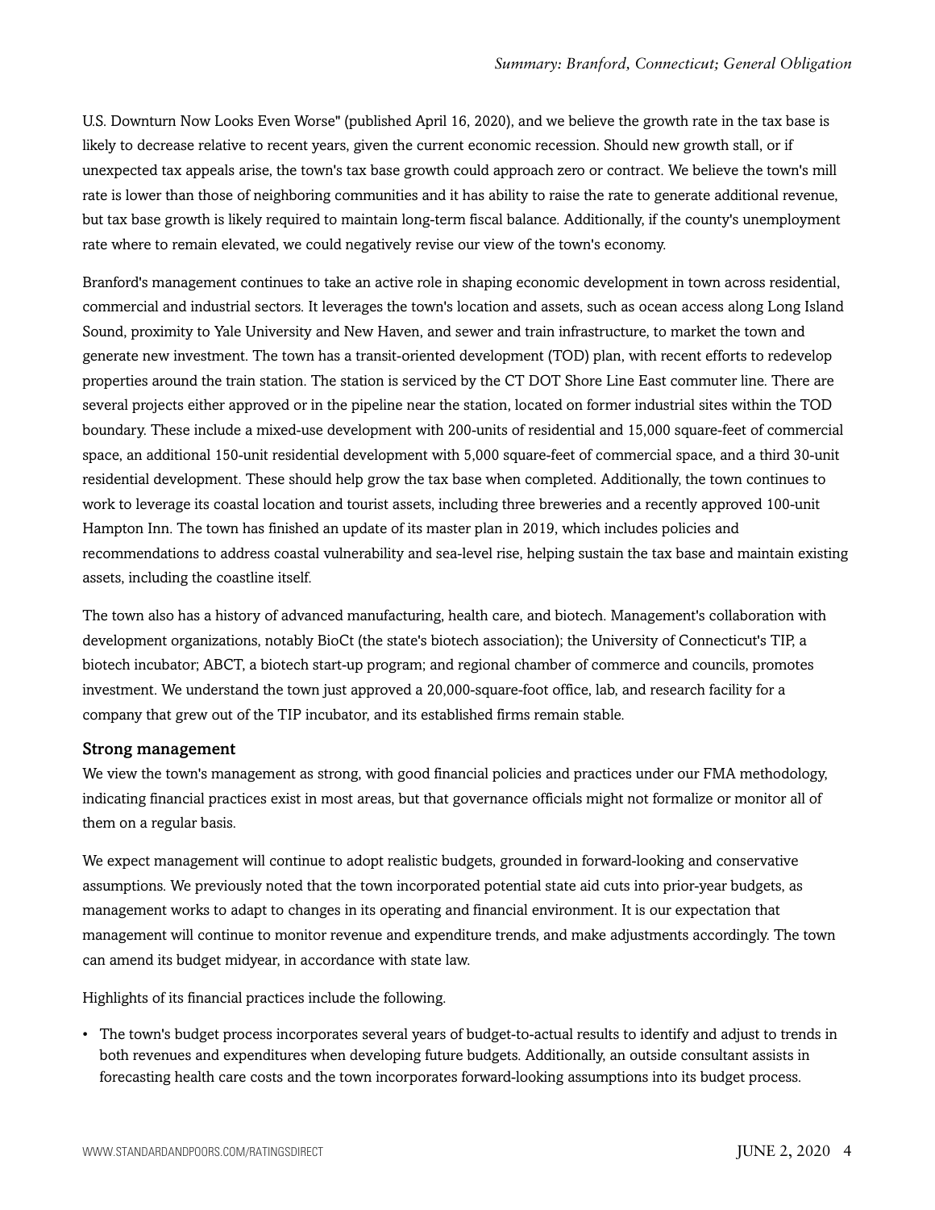U.S. Downturn Now Looks Even Worse" (published April 16, 2020), and we believe the growth rate in the tax base is likely to decrease relative to recent years, given the current economic recession. Should new growth stall, or if unexpected tax appeals arise, the town's tax base growth could approach zero or contract. We believe the town's mill rate is lower than those of neighboring communities and it has ability to raise the rate to generate additional revenue, but tax base growth is likely required to maintain long-term fiscal balance. Additionally, if the county's unemployment rate where to remain elevated, we could negatively revise our view of the town's economy.

Branford's management continues to take an active role in shaping economic development in town across residential, commercial and industrial sectors. It leverages the town's location and assets, such as ocean access along Long Island Sound, proximity to Yale University and New Haven, and sewer and train infrastructure, to market the town and generate new investment. The town has a transit-oriented development (TOD) plan, with recent efforts to redevelop properties around the train station. The station is serviced by the CT DOT Shore Line East commuter line. There are several projects either approved or in the pipeline near the station, located on former industrial sites within the TOD boundary. These include a mixed-use development with 200-units of residential and 15,000 square-feet of commercial space, an additional 150-unit residential development with 5,000 square-feet of commercial space, and a third 30-unit residential development. These should help grow the tax base when completed. Additionally, the town continues to work to leverage its coastal location and tourist assets, including three breweries and a recently approved 100-unit Hampton Inn. The town has finished an update of its master plan in 2019, which includes policies and recommendations to address coastal vulnerability and sea-level rise, helping sustain the tax base and maintain existing assets, including the coastline itself.

The town also has a history of advanced manufacturing, health care, and biotech. Management's collaboration with development organizations, notably BioCt (the state's biotech association); the University of Connecticut's TIP, a biotech incubator; ABCT, a biotech start-up program; and regional chamber of commerce and councils, promotes investment. We understand the town just approved a 20,000-square-foot office, lab, and research facility for a company that grew out of the TIP incubator, and its established firms remain stable.

### Strong management

We view the town's management as strong, with good financial policies and practices under our FMA methodology, indicating financial practices exist in most areas, but that governance officials might not formalize or monitor all of them on a regular basis.

We expect management will continue to adopt realistic budgets, grounded in forward-looking and conservative assumptions. We previously noted that the town incorporated potential state aid cuts into prior-year budgets, as management works to adapt to changes in its operating and financial environment. It is our expectation that management will continue to monitor revenue and expenditure trends, and make adjustments accordingly. The town can amend its budget midyear, in accordance with state law.

Highlights of its financial practices include the following.

- The town's budget process incorporates several years of budget-to-actual results to identify and adjust to trends in both revenues and expenditures when developing future budgets. Additionally, an outside consultant assists in forecasting health care costs and the town incorporates forward-looking assumptions into its budget process.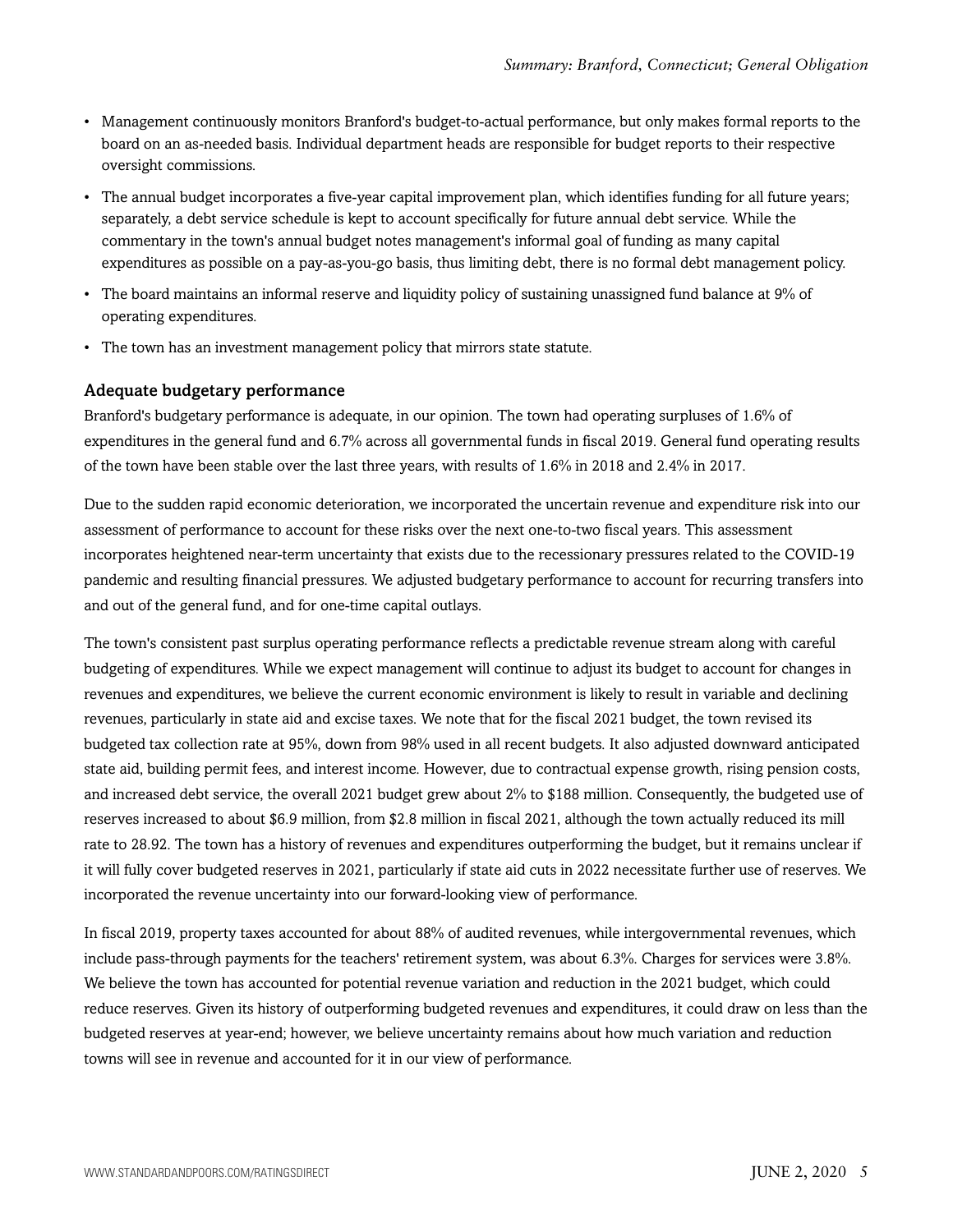- Management continuously monitors Branford's budget-to-actual performance, but only makes formal reports to the board on an as-needed basis. Individual department heads are responsible for budget reports to their respective oversight commissions.
- The annual budget incorporates a five-year capital improvement plan, which identifies funding for all future years; separately, a debt service schedule is kept to account specifically for future annual debt service. While the commentary in the town's annual budget notes management's informal goal of funding as many capital expenditures as possible on a pay-as-you-go basis, thus limiting debt, there is no formal debt management policy.
- The board maintains an informal reserve and liquidity policy of sustaining unassigned fund balance at 9% of operating expenditures.
- The town has an investment management policy that mirrors state statute.

### Adequate budgetary performance

Branford's budgetary performance is adequate, in our opinion. The town had operating surpluses of 1.6% of expenditures in the general fund and 6.7% across all governmental funds in fiscal 2019. General fund operating results of the town have been stable over the last three years, with results of 1.6% in 2018 and 2.4% in 2017.

Due to the sudden rapid economic deterioration, we incorporated the uncertain revenue and expenditure risk into our assessment of performance to account for these risks over the next one-to-two fiscal years. This assessment incorporates heightened near-term uncertainty that exists due to the recessionary pressures related to the COVID-19 pandemic and resulting financial pressures. We adjusted budgetary performance to account for recurring transfers into and out of the general fund, and for one-time capital outlays.

The town's consistent past surplus operating performance reflects a predictable revenue stream along with careful budgeting of expenditures. While we expect management will continue to adjust its budget to account for changes in revenues and expenditures, we believe the current economic environment is likely to result in variable and declining revenues, particularly in state aid and excise taxes. We note that for the fiscal 2021 budget, the town revised its budgeted tax collection rate at 95%, down from 98% used in all recent budgets. It also adjusted downward anticipated state aid, building permit fees, and interest income. However, due to contractual expense growth, rising pension costs, and increased debt service, the overall 2021 budget grew about 2% to $188 million. Consequently, the budgeted use of reserves increased to about $6.9 million, from $2.8 million in fiscal 2021, although the town actually reduced its mill rate to 28.92. The town has a history of revenues and expenditures outperforming the budget, but it remains unclear if it will fully cover budgeted reserves in 2021, particularly if state aid cuts in 2022 necessitate further use of reserves. We incorporated the revenue uncertainty into our forward-looking view of performance.

In fiscal 2019, property taxes accounted for about 88% of audited revenues, while intergovernmental revenues, which include pass-through payments for the teachers' retirement system, was about 6.3%. Charges for services were 3.8%. We believe the town has accounted for potential revenue variation and reduction in the 2021 budget, which could reduce reserves. Given its history of outperforming budgeted revenues and expenditures, it could draw on less than the budgeted reserves at year-end; however, we believe uncertainty remains about how much variation and reduction towns will see in revenue and accounted for it in our view of performance.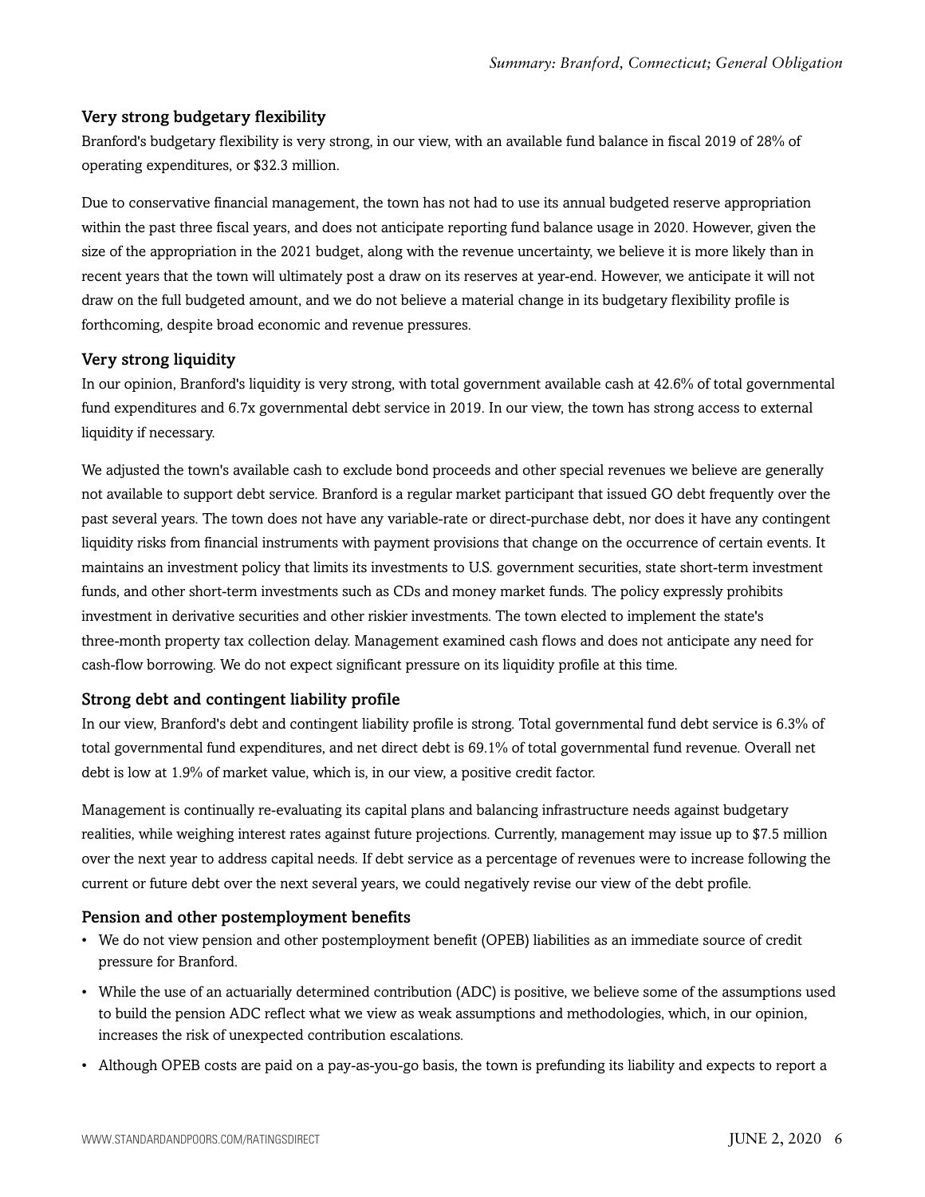### Very strong budgetary flexibility

Branford's budgetary flexibility is very strong, in our view, with an available fund balance in fiscal 2019 of 28% of operating expenditures, or $32.3 million.

Due to conservative financial management, the town has not had to use its annual budgeted reserve appropriation within the past three fiscal years, and does not anticipate reporting fund balance usage in 2020. However, given the size of the appropriation in the 2021 budget, along with the revenue uncertainty, we believe it is more likely than in recent years that the town will ultimately post a draw on its reserves at year-end. However, we anticipate it will not draw on the full budgeted amount, and we do not believe a material change in its budgetary flexibility profile is forthcoming, despite broad economic and revenue pressures.

### Very strong liquidity

In our opinion, Branford's liquidity is very strong, with total government available cash at 42.6% of total governmental fund expenditures and 6.7x governmental debt service in 2019. In our view, the town has strong access to external liquidity if necessary.

We adjusted the town's available cash to exclude bond proceeds and other special revenues we believe are generally not available to support debt service. Branford is a regular market participant that issued GO debt frequently over the past several years. The town does not have any variable-rate or direct-purchase debt, nor does it have any contingent liquidity risks from financial instruments with payment provisions that change on the occurrence of certain events. It maintains an investment policy that limits its investments to U.S. government securities, state short-term investment funds, and other short-term investments such as CDs and money market funds. The policy expressly prohibits investment in derivative securities and other riskier investments. The town elected to implement the state's three-month property tax collection delay. Management examined cash flows and does not anticipate any need for cash-flow borrowing. We do not expect significant pressure on its liquidity profile at this time.

### Strong debt and contingent liability profile

In our view, Branford's debt and contingent liability profile is strong. Total governmental fund debt service is 6.3% of total governmental fund expenditures, and net direct debt is 69.1% of total governmental fund revenue. Overall net debt is low at 1.9% of market value, which is, in our view, a positive credit factor.

Management is continually re-evaluating its capital plans and balancing infrastructure needs against budgetary realities, while weighing interest rates against future projections. Currently, management may issue up to $7.5 million over the next year to address capital needs. If debt service as a percentage of revenues were to increase following the current or future debt over the next several years, we could negatively revise our view of the debt profile.

### Pension and other postemployment benefits

- We do not view pension and other postemployment benefit (OPEB) liabilities as an immediate source of credit pressure for Branford.
- While the use of an actuarially determined contribution (ADC) is positive, we believe some of the assumptions used to build the pension ADC reflect what we view as weak assumptions and methodologies, which, in our opinion, increases the risk of unexpected contribution escalations.
- Although OPEB costs are paid on a pay-as-you-go basis, the town is prefunding its liability and expects to report a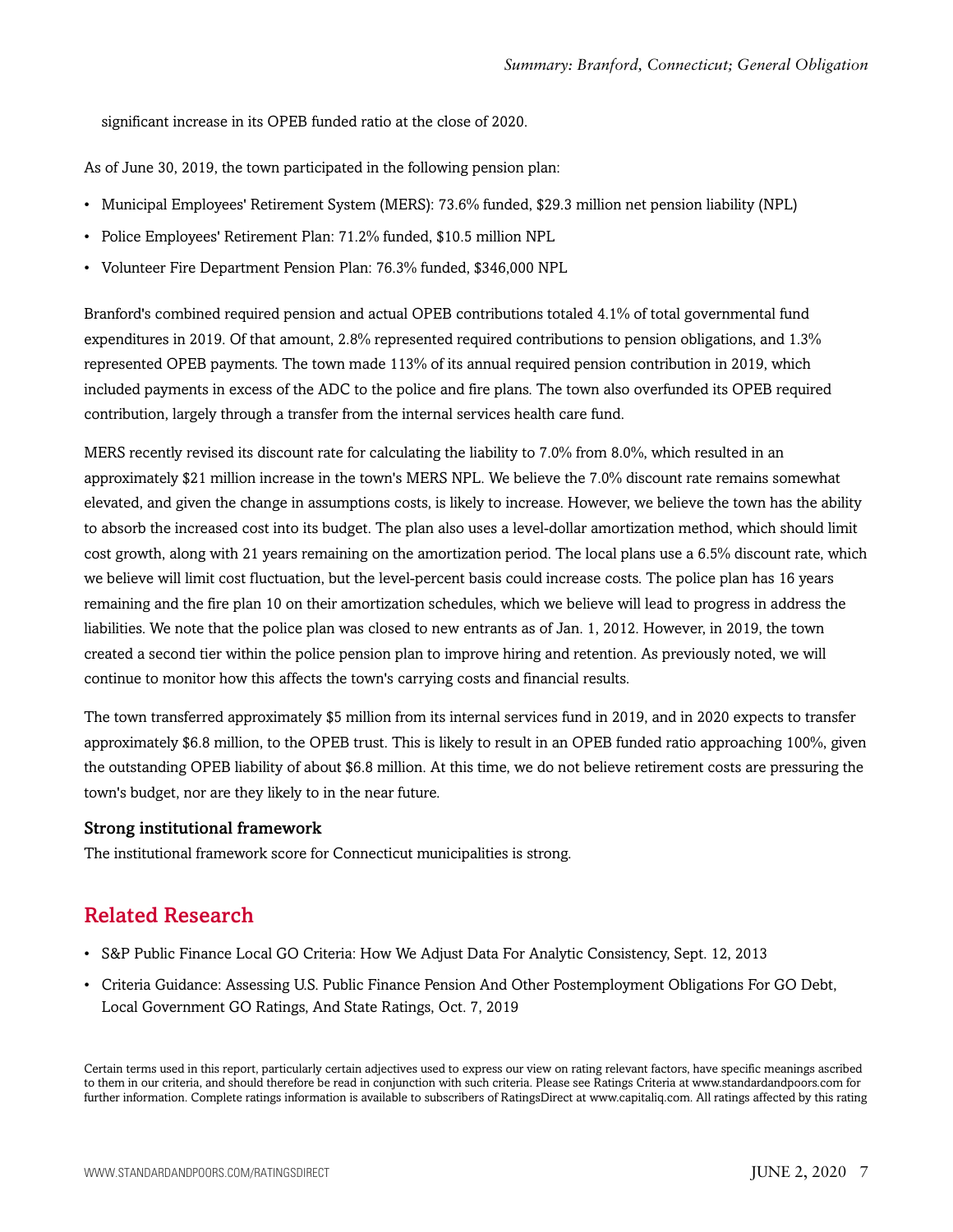significant increase in its OPEB funded ratio at the close of 2020.

As of June 30, 2019, the town participated in the following pension plan:

- Municipal Employees' Retirement System (MERS): 73.6% funded, $29.3 million net pension liability (NPL)
- Police Employees' Retirement Plan: 71.2% funded, $10.5 million NPL
- Volunteer Fire Department Pension Plan: 76.3% funded, $346,000 NPL

Branford's combined required pension and actual OPEB contributions totaled 4.1% of total governmental fund expenditures in 2019. Of that amount, 2.8% represented required contributions to pension obligations, and 1.3% represented OPEB payments. The town made 113% of its annual required pension contribution in 2019, which included payments in excess of the ADC to the police and fire plans. The town also overfunded its OPEB required contribution, largely through a transfer from the internal services health care fund.

MERS recently revised its discount rate for calculating the liability to 7.0% from 8.0%, which resulted in an approximately $21 million increase in the town's MERS NPL. We believe the 7.0% discount rate remains somewhat elevated, and given the change in assumptions costs, is likely to increase. However, we believe the town has the ability to absorb the increased cost into its budget. The plan also uses a level-dollar amortization method, which should limit cost growth, along with 21 years remaining on the amortization period. The local plans use a 6.5% discount rate, which we believe will limit cost fluctuation, but the level-percent basis could increase costs. The police plan has 16 years remaining and the fire plan 10 on their amortization schedules, which we believe will lead to progress in address the liabilities. We note that the police plan was closed to new entrants as of Jan. 1, 2012. However, in 2019, the town created a second tier within the police pension plan to improve hiring and retention. As previously noted, we will continue to monitor how this affects the town's carrying costs and financial results.

The town transferred approximately $5 million from its internal services fund in 2019, and in 2020 expects to transfer approximately $6.8 million, to the OPEB trust. This is likely to result in an OPEB funded ratio approaching 100%, given the outstanding OPEB liability of about $6.8 million. At this time, we do not believe retirement costs are pressuring the town's budget, nor are they likely to in the near future.

### Strong institutional framework

The institutional framework score for Connecticut municipalities is strong.

## Related Research

- S&P Public Finance Local GO Criteria: How We Adjust Data For Analytic Consistency, Sept. 12, 2013
- Criteria Guidance: Assessing U.S. Public Finance Pension And Other Postemployment Obligations For GO Debt, Local Government GO Ratings, And State Ratings, Oct. 7, 2019

Certain terms used in this report, particularly certain adjectives used to express our view on rating relevant factors, have specific meanings ascribed to them in our criteria, and should therefore be read in conjunction with such criteria. Please see Ratings Criteria at www.standardandpoors.com for further information. Complete ratings information is available to subscribers of RatingsDirect at www.capitaliq.com. All ratings affected by this rating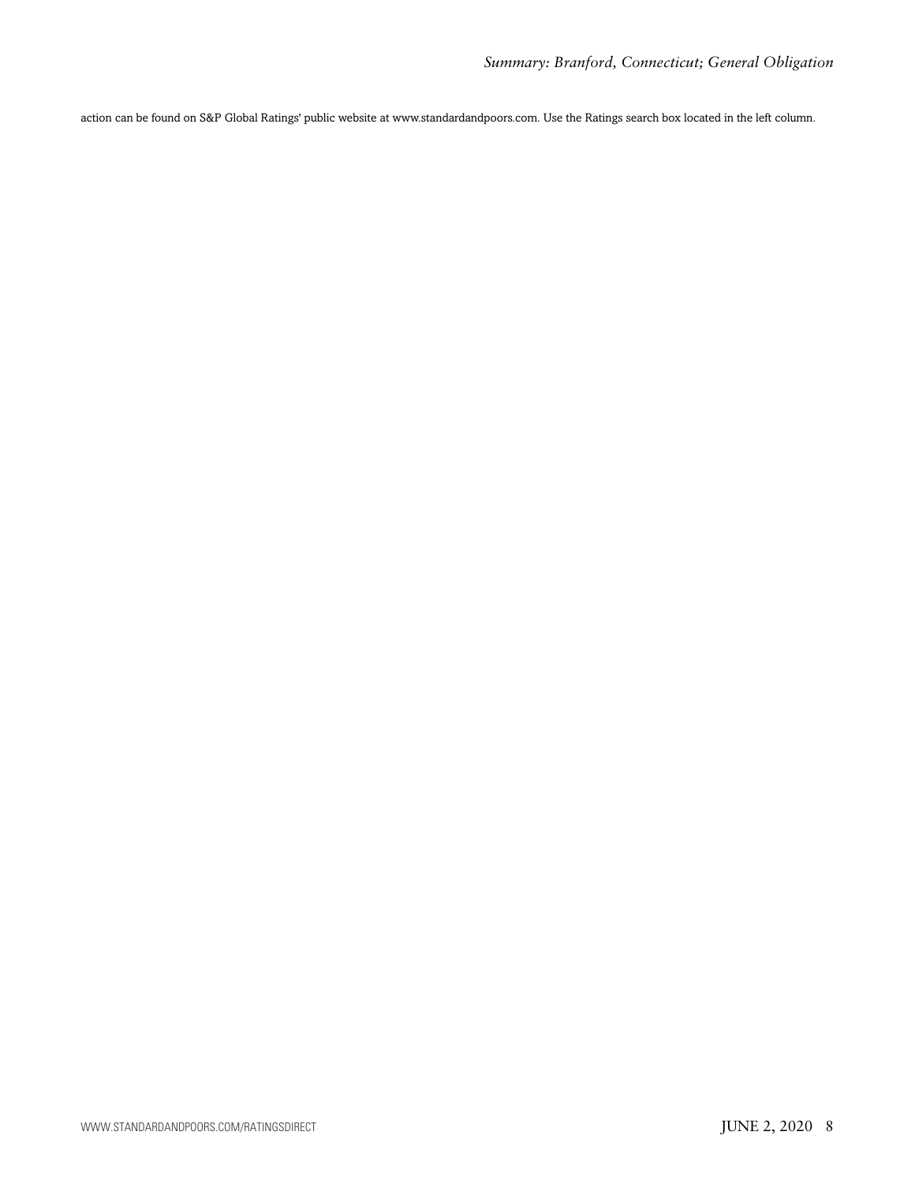action can be found on S&P Global Ratings' public website at www.standardandpoors.com. Use the Ratings search box located in the left column.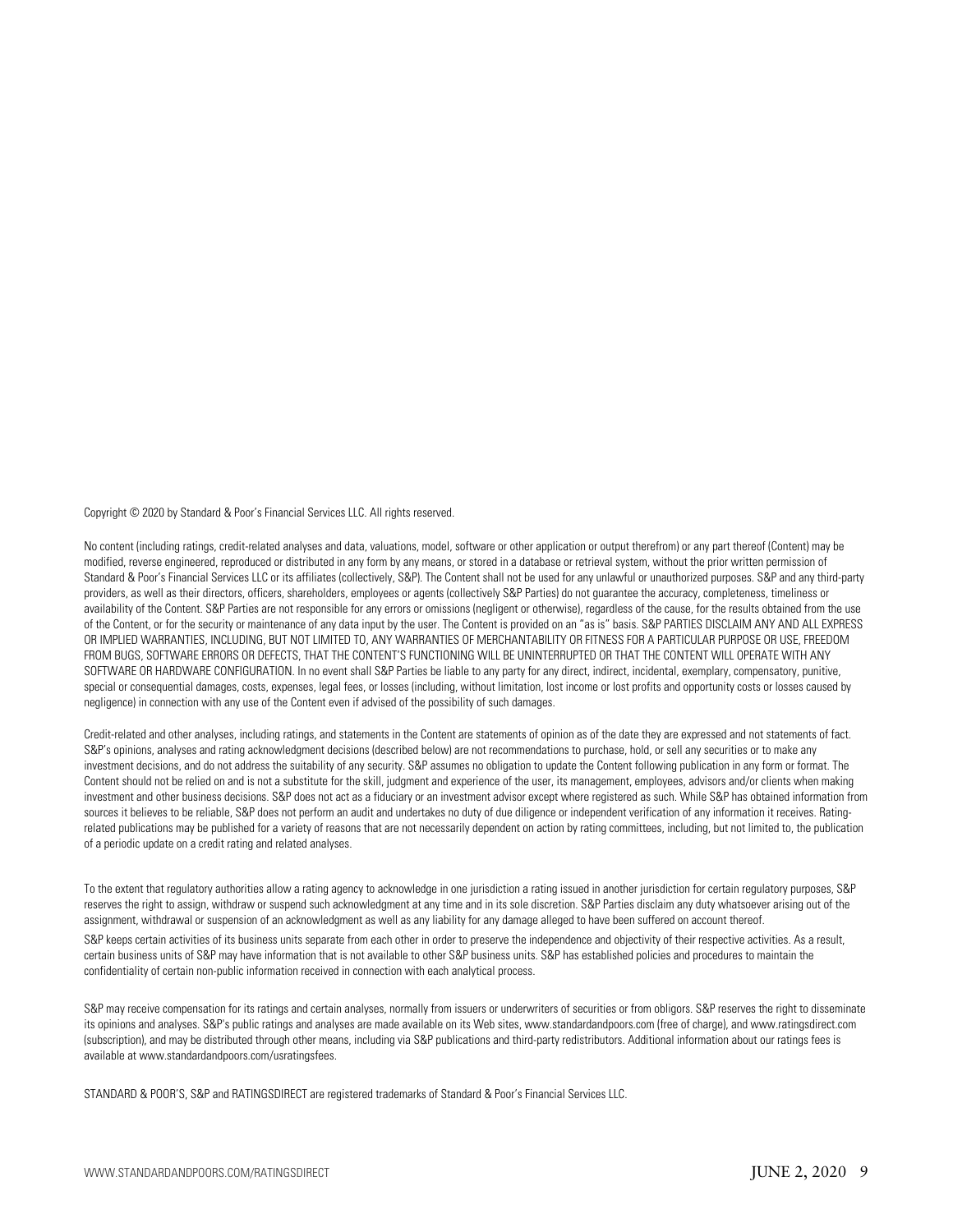Copyright © 2020 by Standard & Poor's Financial Services LLC. All rights reserved.

No content (including ratings, credit-related analyses and data, valuations, model, software or other application or output therefrom) or any part thereof (Content) may be modified, reverse engineered, reproduced or distributed in any form by any means, or stored in a database or retrieval system, without the prior written permission of Standard & Poor's Financial Services LLC or its affiliates (collectively, S&P). The Content shall not be used for any unlawful or unauthorized purposes. S&P and any third-party providers, as well as their directors, officers, shareholders, employees or agents (collectively S&P Parties) do not guarantee the accuracy, completeness, timeliness or availability of the Content. S&P Parties are not responsible for any errors or omissions (negligent or otherwise), regardless of the cause, for the results obtained from the use of the Content, or for the security or maintenance of any data input by the user. The Content is provided on an "as is" basis. S&P PARTIES DISCLAIM ANY AND ALL EXPRESS OR IMPLIED WARRANTIES, INCLUDING, BUT NOT LIMITED TO, ANY WARRANTIES OF MERCHANTABILITY OR FITNESS FOR A PARTICULAR PURPOSE OR USE, FREEDOM FROM BUGS, SOFTWARE ERRORS OR DEFECTS, THAT THE CONTENT'S FUNCTIONING WILL BE UNINTERRUPTED OR THAT THE CONTENT WILL OPERATE WITH ANY SOFTWARE OR HARDWARE CONFIGURATION. In no event shall S&P Parties be liable to any party for any direct, indirect, incidental, exemplary, compensatory, punitive, special or consequential damages, costs, expenses, legal fees, or losses (including, without limitation, lost income or lost profits and opportunity costs or losses caused by negligence) in connection with any use of the Content even if advised of the possibility of such damages.

Credit-related and other analyses, including ratings, and statements in the Content are statements of opinion as of the date they are expressed and not statements of fact. S&P's opinions, analyses and rating acknowledgment decisions (described below) are not recommendations to purchase, hold, or sell any securities or to make any investment decisions, and do not address the suitability of any security. S&P assumes no obligation to update the Content following publication in any form or format. The Content should not be relied on and is not a substitute for the skill, judgment and experience of the user, its management, employees, advisors and/or clients when making investment and other business decisions. S&P does not act as a fiduciary or an investment advisor except where registered as such. While S&P has obtained information from sources it believes to be reliable, S&P does not perform an audit and undertakes no duty of due diligence or independent verification of any information it receives. Rating-related publications may be published for a variety of reasons that are not necessarily dependent on action by rating committees, including, but not limited to, the publication of a periodic update on a credit rating and related analyses.

To the extent that regulatory authorities allow a rating agency to acknowledge in one jurisdiction a rating issued in another jurisdiction for certain regulatory purposes, S&P reserves the right to assign, withdraw or suspend such acknowledgment at any time and in its sole discretion. S&P Parties disclaim any duty whatsoever arising out of the assignment, withdrawal or suspension of an acknowledgment as well as any liability for any damage alleged to have been suffered on account thereof.

S&P keeps certain activities of its business units separate from each other in order to preserve the independence and objectivity of their respective activities. As a result, certain business units of S&P may have information that is not available to other S&P business units. S&P has established policies and procedures to maintain the confidentiality of certain non-public information received in connection with each analytical process.

S&P may receive compensation for its ratings and certain analyses, normally from issuers or underwriters of securities or from obligors. S&P reserves the right to disseminate its opinions and analyses. S&P's public ratings and analyses are made available on its Web sites, www.standardandpoors.com (free of charge), and www.ratingsdirect.com (subscription), and may be distributed through other means, including via S&P publications and third-party redistributors. Additional information about our ratings fees is available at www.standardandpoors.com/usratingsfees.

STANDARD & POOR'S, S&P and RATINGSDIRECT are registered trademarks of Standard & Poor's Financial Services LLC.